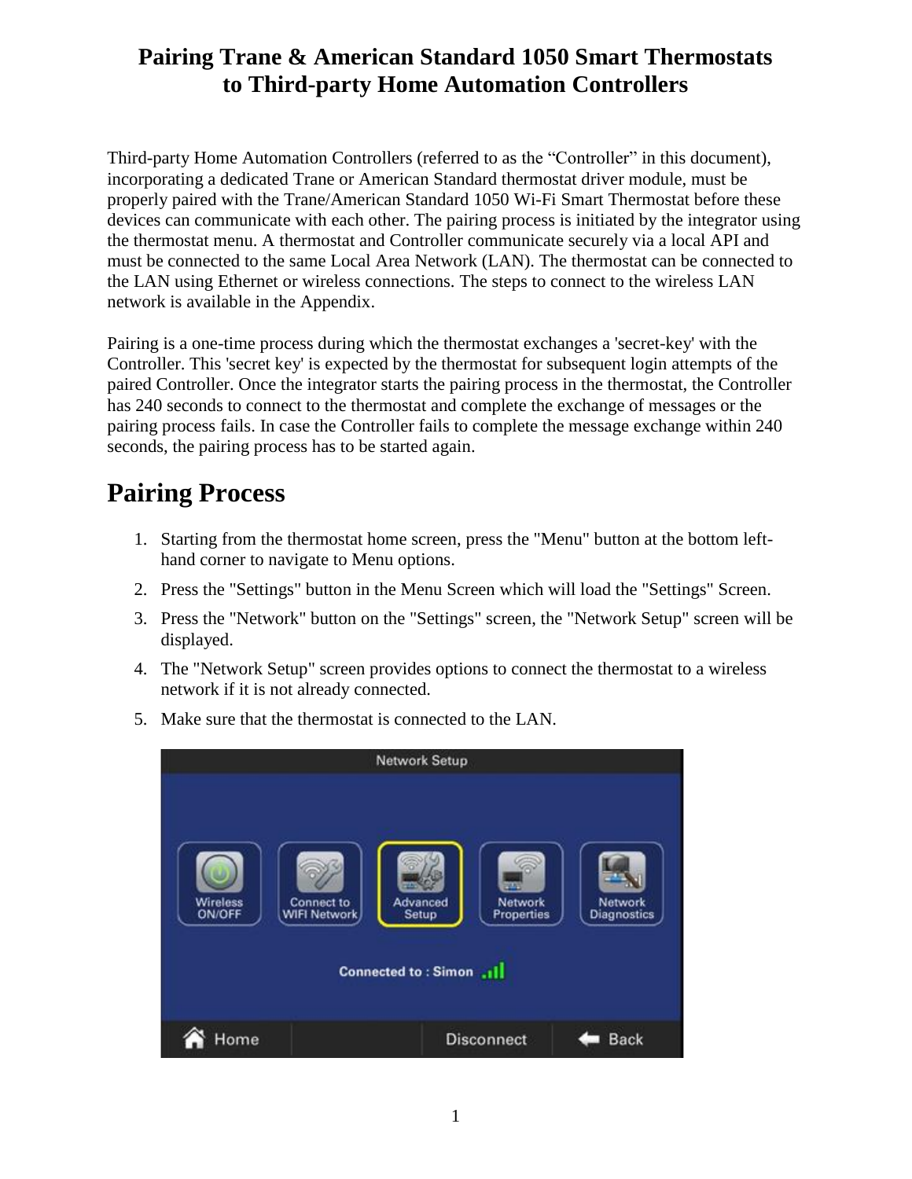# Pairing Trane & American Standard 1050 Smart Thermostats to Third-party Home Automation Controllers

Third-party Home Automation Controllers (referred to as the "Controller" in this document), incorporating a dedicated Trane or American Standard thermostat driver module, must be properly paired with the Trane/American Standard 1050 Wi-Fi Smart Thermostat before these devices can communicate with each other. The pairing process is initiated by the integrator using the thermostat menu. A thermostat and Controller communicate securely via a local API and must be connected to the same Local Area Network (LAN). The thermostat can be connected to the LAN using Ethernet or wireless connections. The steps to connect to the wireless LAN network is available in the Appendix.

Pairing is a one-time process during which the thermostat exchanges a 'secret-key' with the Controller. This 'secret key' is expected by the thermostat for subsequent login attempts of the paired Controller. Once the integrator starts the pairing process in the thermostat, the Controller has 240 seconds to connect to the thermostat and complete the exchange of messages or the pairing process fails. In case the Controller fails to complete the message exchange within 240 seconds, the pairing process has to be started again.

## Pairing Process

1. Starting from the thermostat home screen, press the "Menu" button at the bottom left-hand corner to navigate to Menu options.
2. Press the "Settings" button in the Menu Screen which will load the "Settings" Screen.
3. Press the "Network" button on the "Settings" screen, the "Network Setup" screen will be displayed.
4. The "Network Setup" screen provides options to connect the thermostat to a wireless network if it is not already connected.
5. Make sure that the thermostat is connected to the LAN.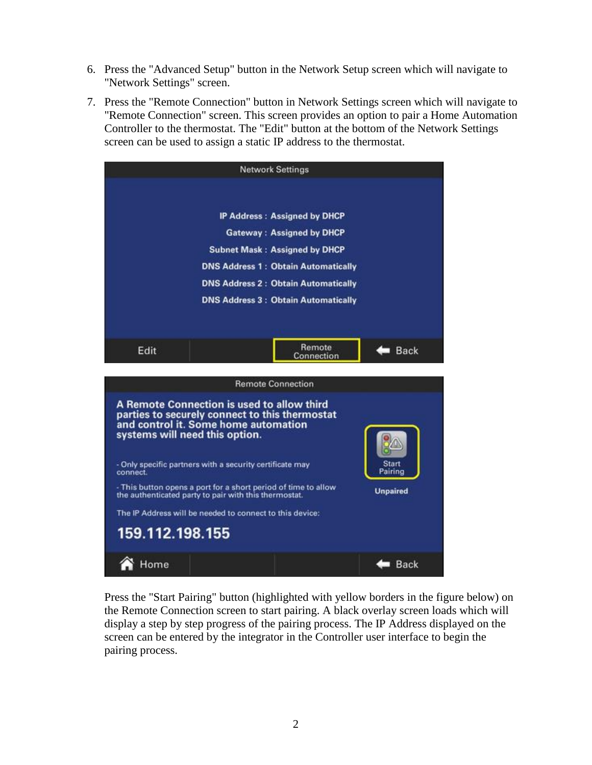6. Press the "Advanced Setup" button in the Network Setup screen which will navigate to "Network Settings" screen.
7. Press the "Remote Connection" button in Network Settings screen which will navigate to "Remote Connection" screen. This screen provides an option to pair a Home Automation Controller to the thermostat. The "Edit" button at the bottom of the Network Settings screen can be used to assign a static IP address to the thermostat.

   Press the "Start Pairing" button (highlighted with yellow borders in the figure below) on the Remote Connection screen to start pairing. A black overlay screen loads which will display a step by step progress of the pairing process. The IP Address displayed on the screen can be entered by the integrator in the Controller user interface to begin the pairing process.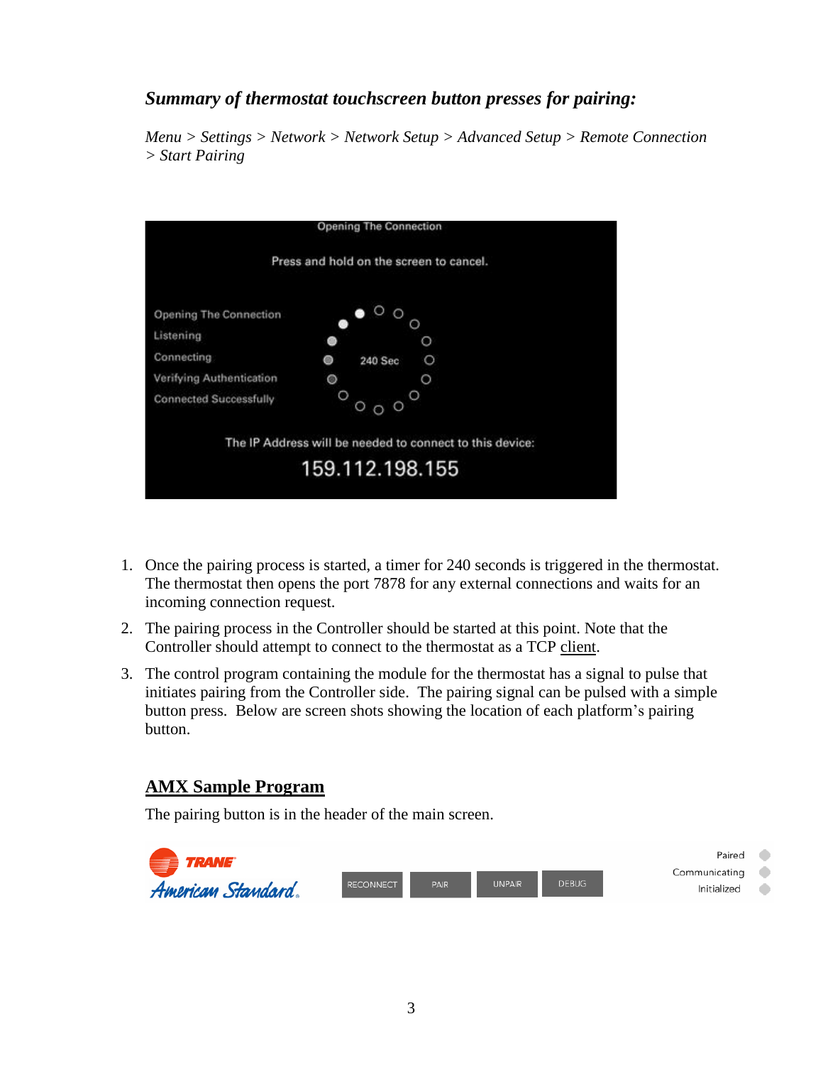### *Summary of thermostat touchscreen button presses for pairing:*

*Menu > Settings > Network > Network Setup > Advanced Setup > Remote Connection > Start Pairing*

1. Once the pairing process is started, a timer for 240 seconds is triggered in the thermostat. The thermostat then opens the port 7878 for any external connections and waits for an incoming connection request.
2. The pairing process in the Controller should be started at this point. Note that the Controller should attempt to connect to the thermostat as a TCP <u>client</u>.
3. The control program containing the module for the thermostat has a signal to pulse that initiates pairing from the Controller side. The pairing signal can be pulsed with a simple button press. Below are screen shots showing the location of each platform's pairing button.

## **<u>AMX Sample Program</u>**

The pairing button is in the header of the main screen.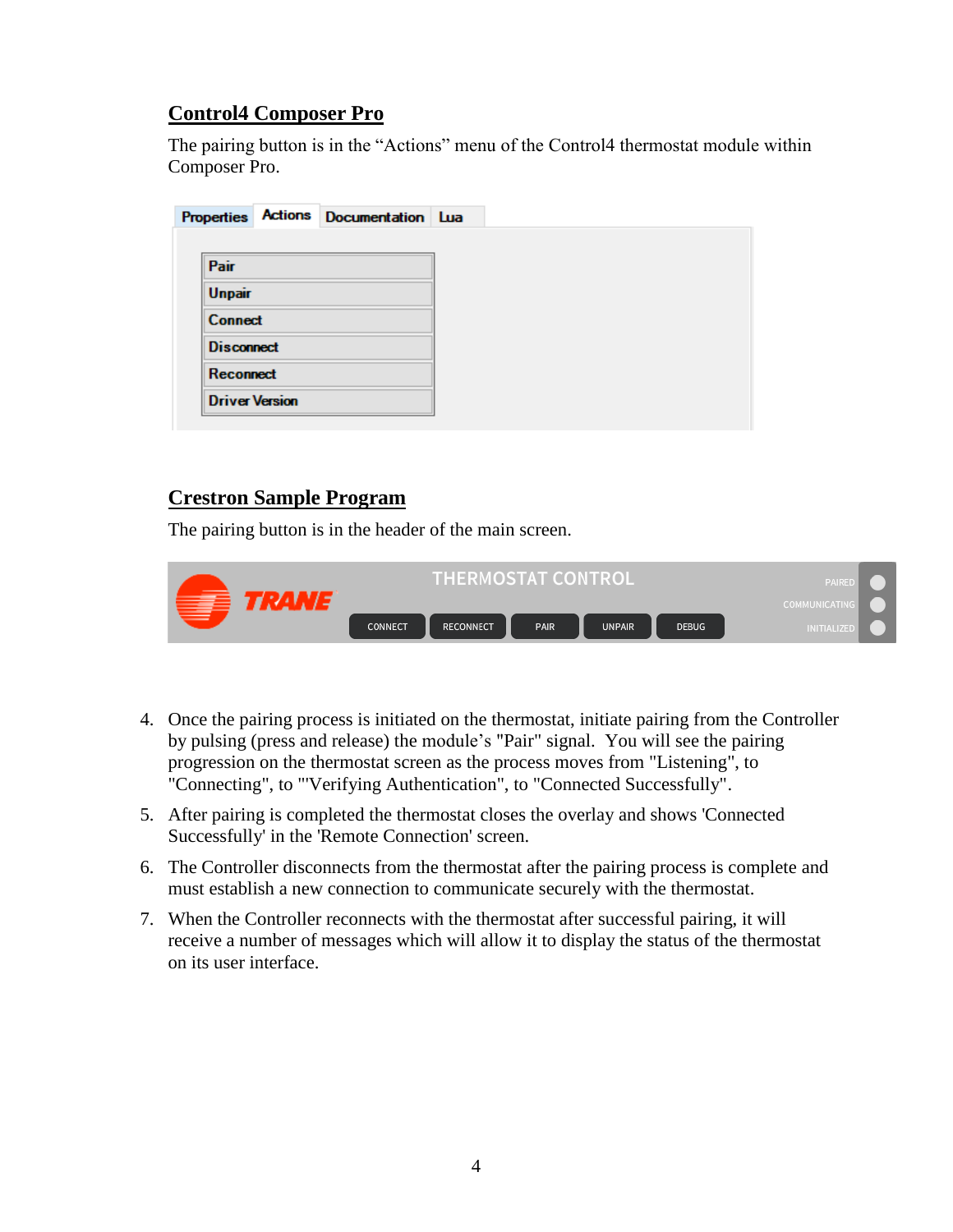## Control4 Composer Pro

The pairing button is in the "Actions" menu of the Control4 thermostat module within Composer Pro.

Properties | Actions | Documentation | Lua

- Pair
- Unpair
- Connect
- Disconnect
- Reconnect
- Driver Version

## Crestron Sample Program

The pairing button is in the header of the main screen.

TRANE — THERMOSTAT CONTROL

CONNECT | RECONNECT | PAIR | UNPAIR | DEBUG

PAIRED
COMMUNICATING
INITIALIZED

4. Once the pairing process is initiated on the thermostat, initiate pairing from the Controller by pulsing (press and release) the module's "Pair" signal. You will see the pairing progression on the thermostat screen as the process moves from "Listening", to "Connecting", to "'Verifying Authentication", to "Connected Successfully".
5. After pairing is completed the thermostat closes the overlay and shows 'Connected Successfully' in the 'Remote Connection' screen.
6. The Controller disconnects from the thermostat after the pairing process is complete and must establish a new connection to communicate securely with the thermostat.
7. When the Controller reconnects with the thermostat after successful pairing, it will receive a number of messages which will allow it to display the status of the thermostat on its user interface.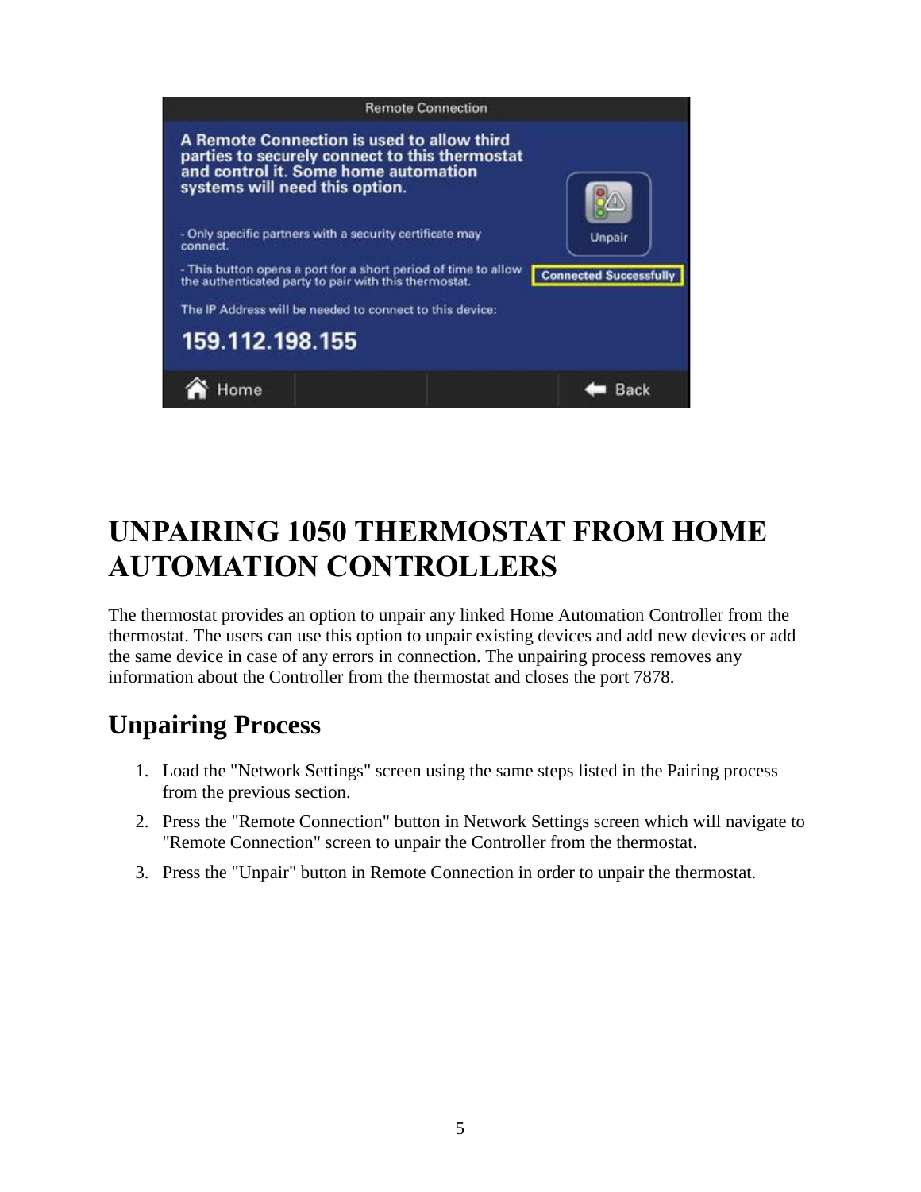# UNPAIRING 1050 THERMOSTAT FROM HOME AUTOMATION CONTROLLERS

The thermostat provides an option to unpair any linked Home Automation Controller from the thermostat. The users can use this option to unpair existing devices and add new devices or add the same device in case of any errors in connection. The unpairing process removes any information about the Controller from the thermostat and closes the port 7878.

## Unpairing Process

1. Load the "Network Settings" screen using the same steps listed in the Pairing process from the previous section.
2. Press the "Remote Connection" button in Network Settings screen which will navigate to "Remote Connection" screen to unpair the Controller from the thermostat.
3. Press the "Unpair" button in Remote Connection in order to unpair the thermostat.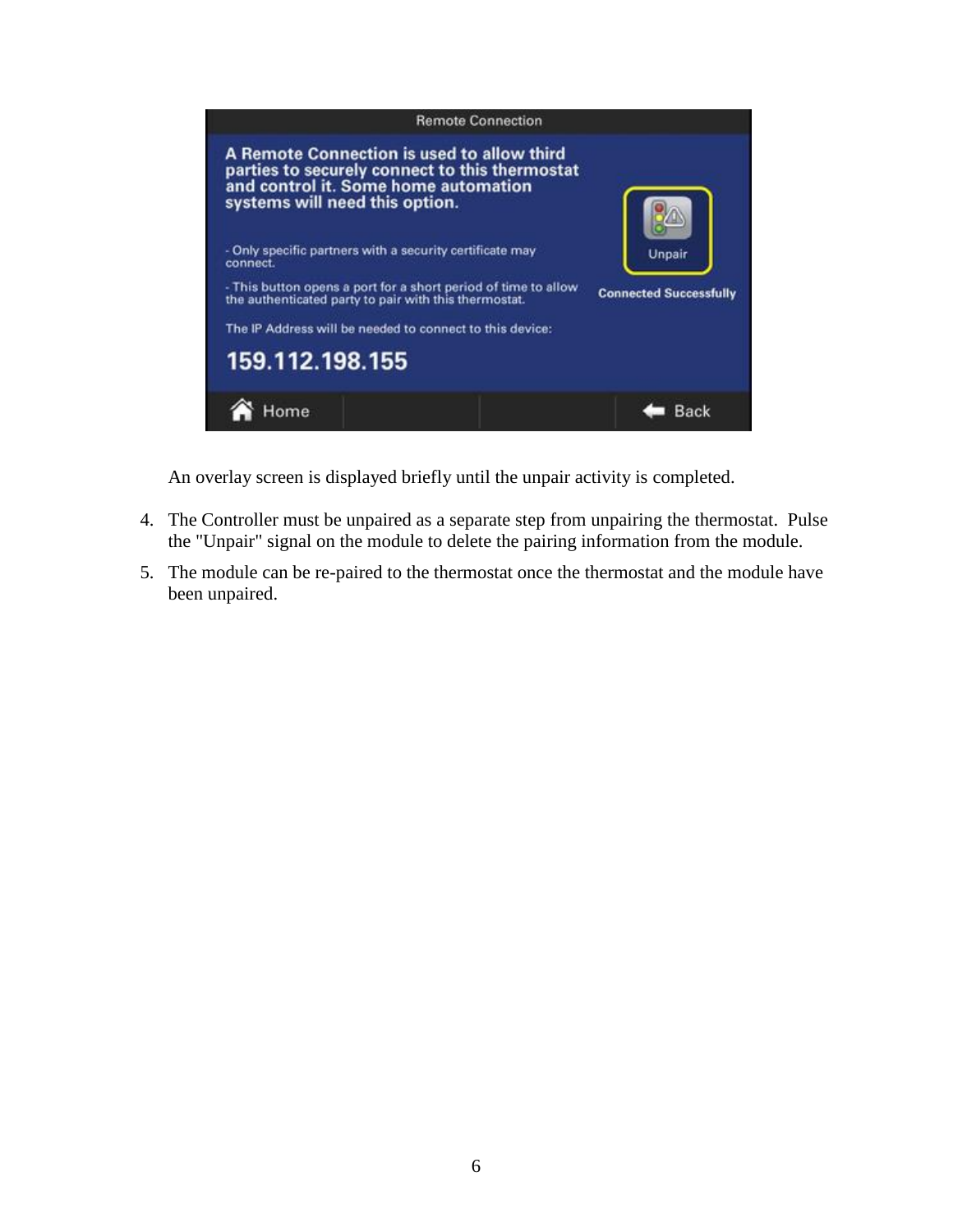An overlay screen is displayed briefly until the unpair activity is completed.

4. The Controller must be unpaired as a separate step from unpairing the thermostat. Pulse the "Unpair" signal on the module to delete the pairing information from the module.
5. The module can be re-paired to the thermostat once the thermostat and the module have been unpaired.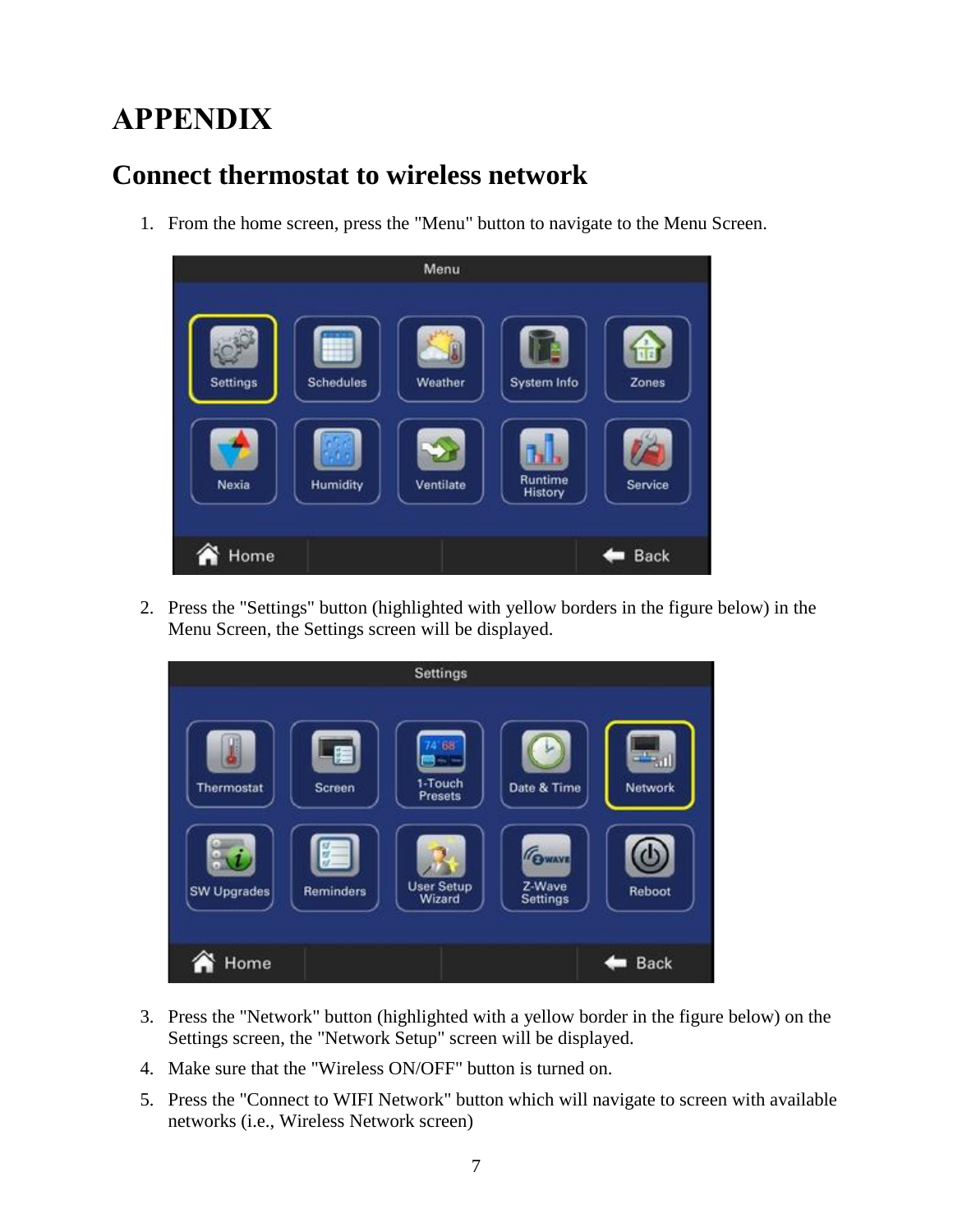# APPENDIX

## Connect thermostat to wireless network

1. From the home screen, press the "Menu" button to navigate to the Menu Screen.

2. Press the "Settings" button (highlighted with yellow borders in the figure below) in the Menu Screen, the Settings screen will be displayed.

3. Press the "Network" button (highlighted with a yellow border in the figure below) on the Settings screen, the "Network Setup" screen will be displayed.
4. Make sure that the "Wireless ON/OFF" button is turned on.
5. Press the "Connect to WIFI Network" button which will navigate to screen with available networks (i.e., Wireless Network screen)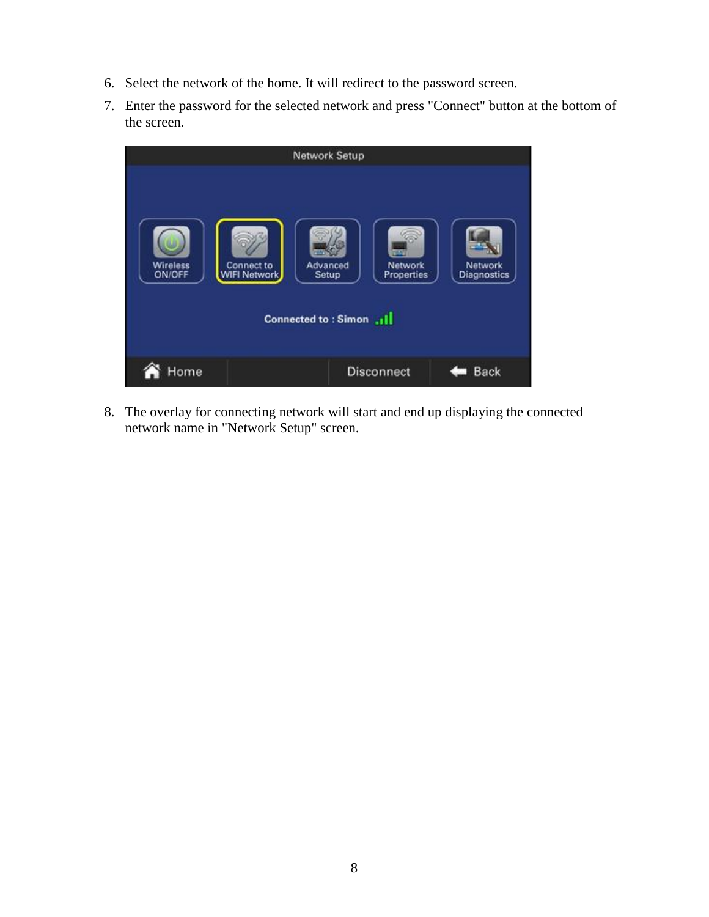6. Select the network of the home. It will redirect to the password screen.
7. Enter the password for the selected network and press "Connect" button at the bottom of the screen.

8. The overlay for connecting network will start and end up displaying the connected network name in "Network Setup" screen.